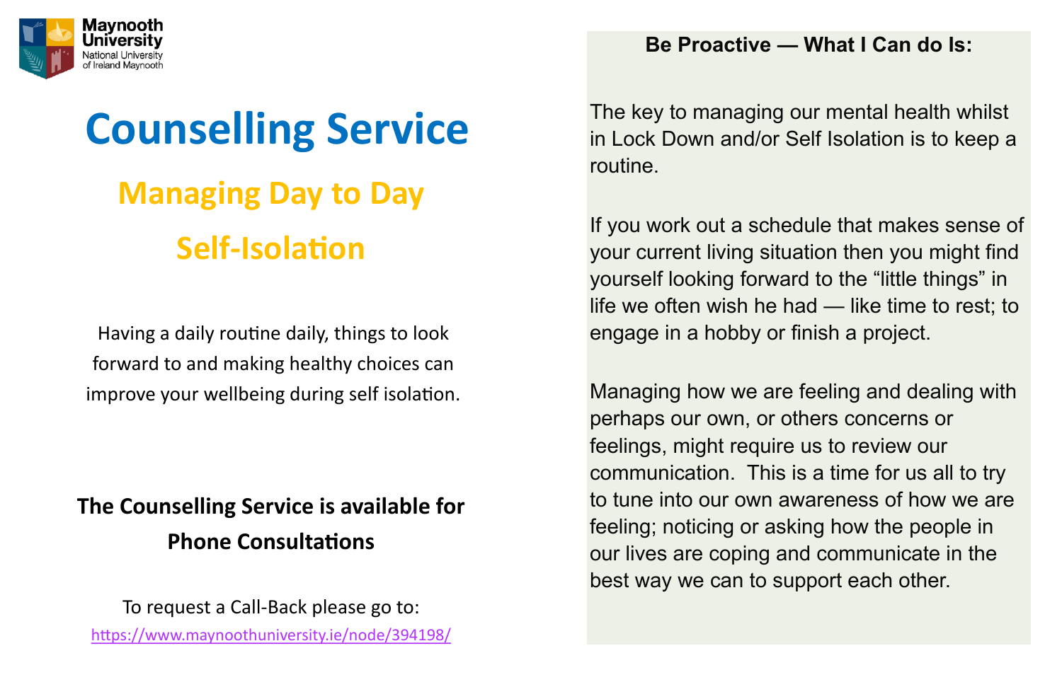Maynooth University
National University of Ireland Maynooth

# Counselling Service

## Managing Day to Day

## Self-Isolation

Having a daily routine daily, things to look forward to and making healthy choices can improve your wellbeing during self isolation.

**The Counselling Service is available for Phone Consultations**

To request a Call-Back please go to:
https://www.maynoothuniversity.ie/node/394198/

### Be Proactive — What I Can do Is:

The key to managing our mental health whilst in Lock Down and/or Self Isolation is to keep a routine.

If you work out a schedule that makes sense of your current living situation then you might find yourself looking forward to the “little things” in life we often wish he had — like time to rest; to engage in a hobby or finish a project.

Managing how we are feeling and dealing with perhaps our own, or others concerns or feelings, might require us to review our communication. This is a time for us all to try to tune into our own awareness of how we are feeling; noticing or asking how the people in our lives are coping and communicate in the best way we can to support each other.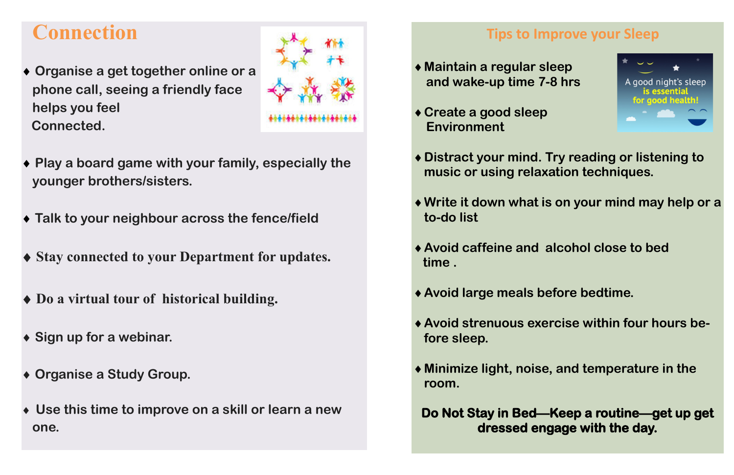## Connection

- Organise a get together online or a phone call, seeing a friendly face helps you feel Connected.
- Play a board game with your family, especially the younger brothers/sisters.
- Talk to your neighbour across the fence/field
- Stay connected to your Department for updates.
- Do a virtual tour of historical building.
- Sign up for a webinar.
- Organise a Study Group.
- Use this time to improve on a skill or learn a new one.

## Tips to Improve your Sleep

- Maintain a regular sleep and wake-up time 7-8 hrs
- Create a good sleep Environment
- Distract your mind. Try reading or listening to music or using relaxation techniques.
- Write it down what is on your mind may help or a to-do list
- Avoid caffeine and alcohol close to bed time .
- Avoid large meals before bedtime.
- Avoid strenuous exercise within four hours before sleep.
- Minimize light, noise, and temperature in the room.

A good night's sleep **is essential for good health!**

**Do Not Stay in Bed—Keep a routine—get up get dressed engage with the day.**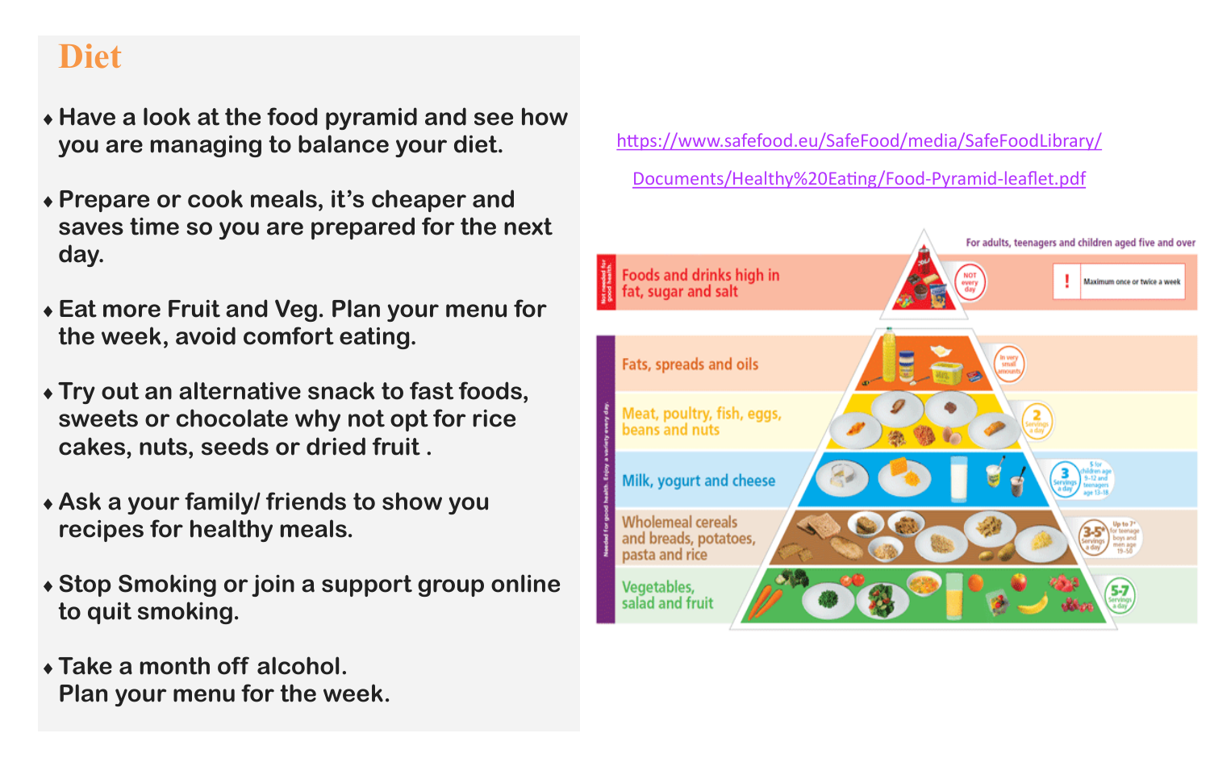# Diet

- Have a look at the food pyramid and see how you are managing to balance your diet.
- Prepare or cook meals, it's cheaper and saves time so you are prepared for the next day.
- Eat more Fruit and Veg. Plan your menu for the week, avoid comfort eating.
- Try out an alternative snack to fast foods, sweets or chocolate why not opt for rice cakes, nuts, seeds or dried fruit .
- Ask a your family/ friends to show you recipes for healthy meals.
- Stop Smoking or join a support group online to quit smoking.
- Take a month off alcohol.
  Plan your menu for the week.

https://www.safefood.eu/SafeFood/media/SafeFoodLibrary/Documents/Healthy%20Eating/Food-Pyramid-leaflet.pdf

For adults, teenagers and children aged five and over

Not needed for good health.

- Foods and drinks high in fat, sugar and salt — NOT every day — ! Maximum once or twice a week

Needed for good health. Enjoy a variety every day.

- Fats, spreads and oils — In very small amounts
- Meat, poultry, fish, eggs, beans and nuts — 2 Servings a day
- Milk, yogurt and cheese — 3 Servings a day; 5 for children age 9-12 and teenagers age 13-18
- Wholemeal cereals and breads, potatoes, pasta and rice — 3-5* Servings a day; *Up to 7 for teenage boys and men age 19-50
- Vegetables, salad and fruit — 5-7 Servings a day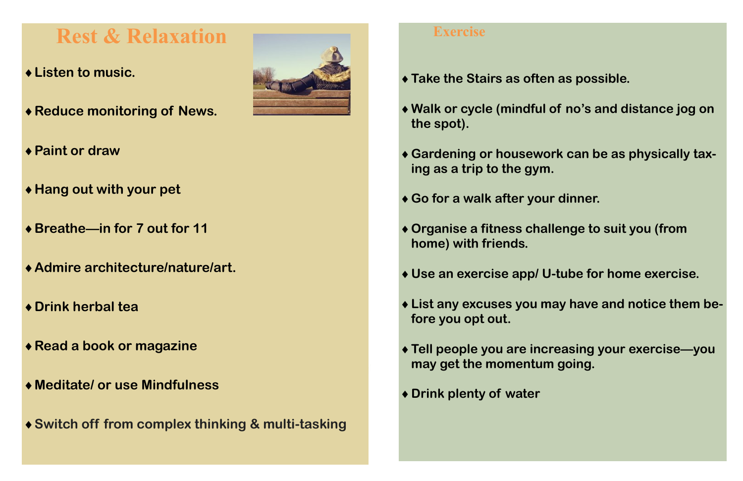## Rest & Relaxation

- Listen to music.
- Reduce monitoring of News.
- Paint or draw
- Hang out with your pet
- Breathe—in for 7 out for 11
- Admire architecture/nature/art.
- Drink herbal tea
- Read a book or magazine
- Meditate/ or use Mindfulness
- Switch off from complex thinking & multi-tasking

## Exercise

- Take the Stairs as often as possible.
- Walk or cycle (mindful of no's and distance jog on the spot).
- Gardening or housework can be as physically taxing as a trip to the gym.
- Go for a walk after your dinner.
- Organise a fitness challenge to suit you (from home) with friends.
- Use an exercise app/ U-tube for home exercise.
- List any excuses you may have and notice them before you opt out.
- Tell people you are increasing your exercise—you may get the momentum going.
- Drink plenty of water